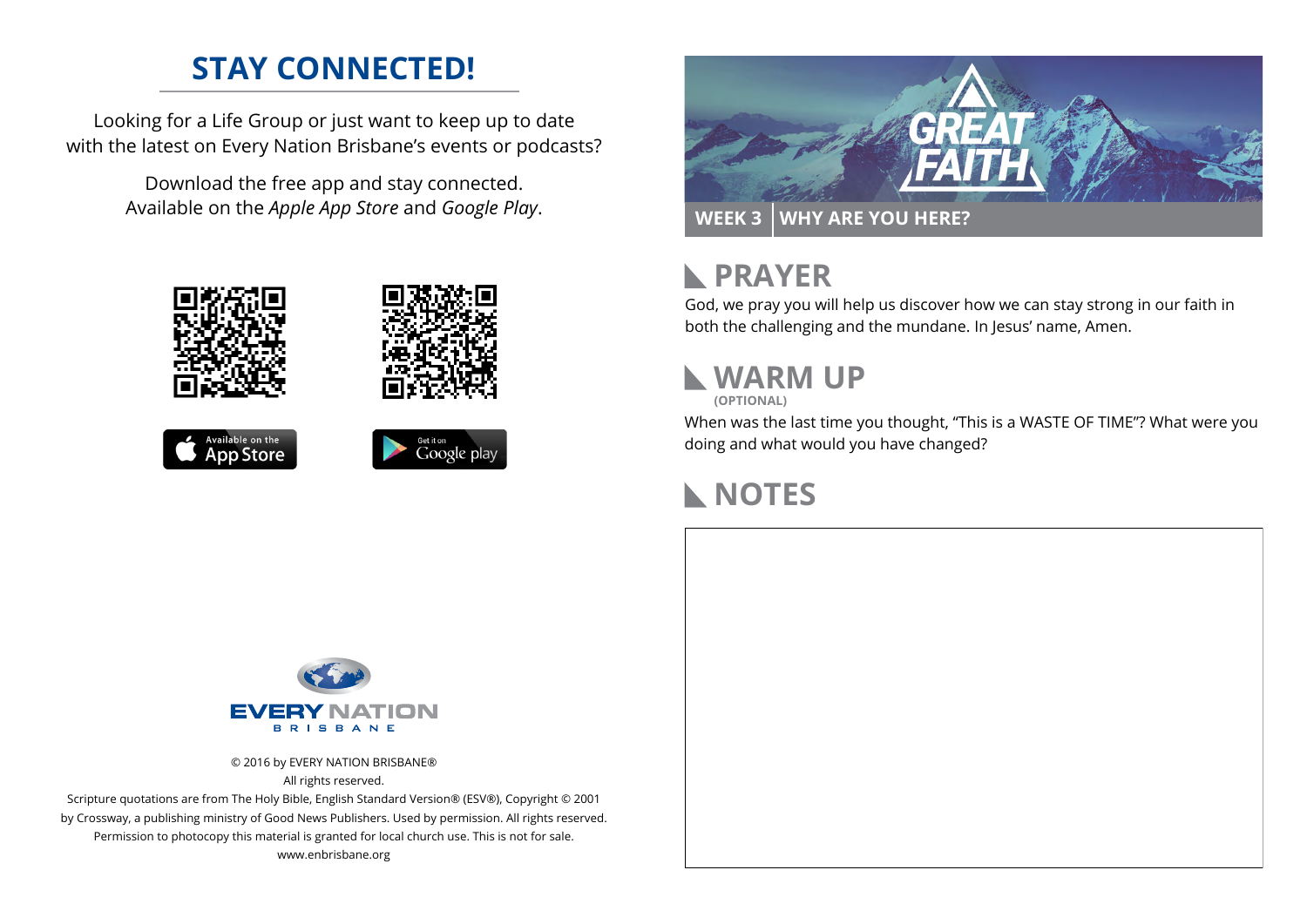## STAY CONNECTED!

Looking for a Life Group or just want to keep up to date with the latest on Every Nation Brisbane's events or podcasts?

Download the free app and stay connected. Available on the *Apple App Store* and *Google Play*.

Available on the App Store

Get it on Google play

EVERY NATION
BRISBANE

© 2016 by EVERY NATION BRISBANE®
All rights reserved.
Scripture quotations are from The Holy Bible, English Standard Version® (ESV®), Copyright © 2001 by Crossway, a publishing ministry of Good News Publishers. Used by permission. All rights reserved.
Permission to photocopy this material is granted for local church use. This is not for sale.
www.enbrisbane.org

GREAT FAITH

**WEEK 3 | WHY ARE YOU HERE?**

## PRAYER

God, we pray you will help us discover how we can stay strong in our faith in both the challenging and the mundane. In Jesus' name, Amen.

## WARM UP

**(OPTIONAL)**

When was the last time you thought, "This is a WASTE OF TIME"? What were you doing and what would you have changed?

## NOTES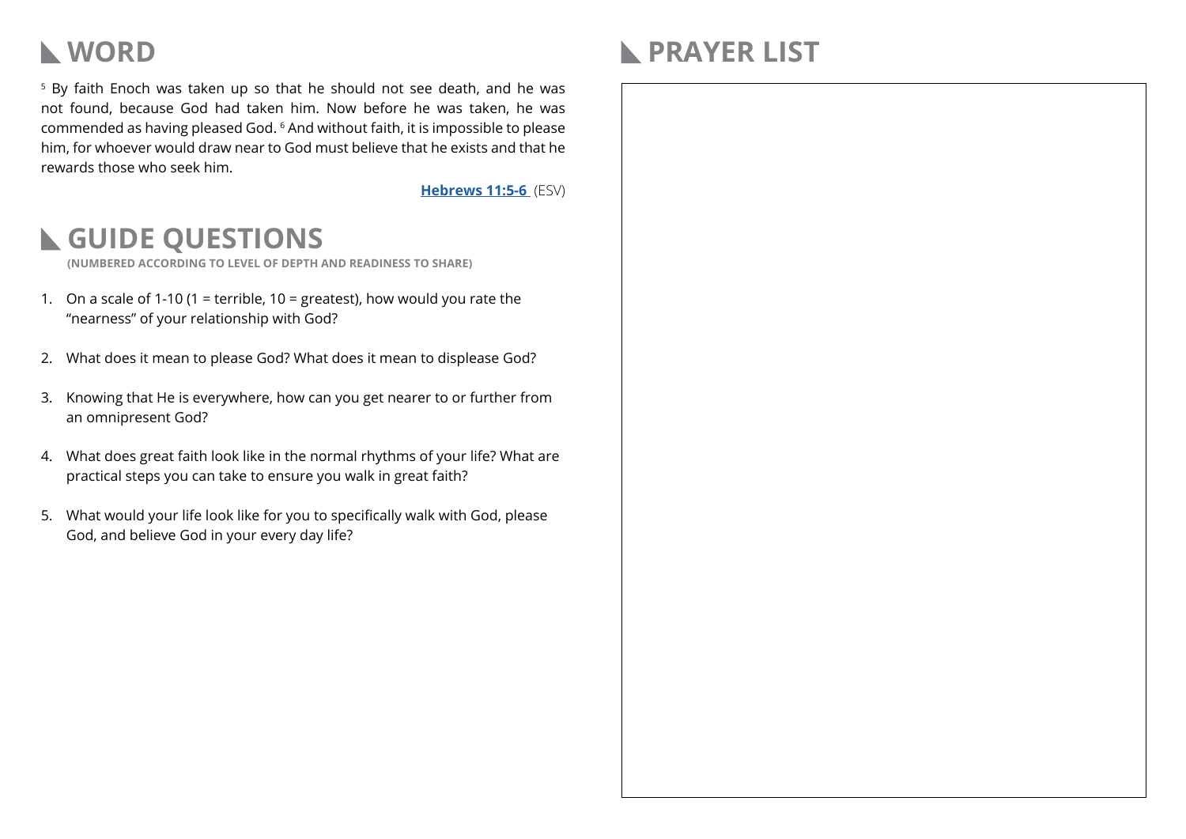## WORD

[5] By faith Enoch was taken up so that he should not see death, and he was not found, because God had taken him. Now before he was taken, he was commended as having pleased God. [6] And without faith, it is impossible to please him, for whoever would draw near to God must believe that he exists and that he rewards those who seek him.

**Hebrews 11:5-6** (ESV)

## GUIDE QUESTIONS

**(NUMBERED ACCORDING TO LEVEL OF DEPTH AND READINESS TO SHARE)**

1. On a scale of 1-10 (1 = terrible, 10 = greatest), how would you rate the "nearness" of your relationship with God?

2. What does it mean to please God? What does it mean to displease God?

3. Knowing that He is everywhere, how can you get nearer to or further from an omnipresent God?

4. What does great faith look like in the normal rhythms of your life? What are practical steps you can take to ensure you walk in great faith?

5. What would your life look like for you to specifically walk with God, please God, and believe God in your every day life?

## PRAYER LIST